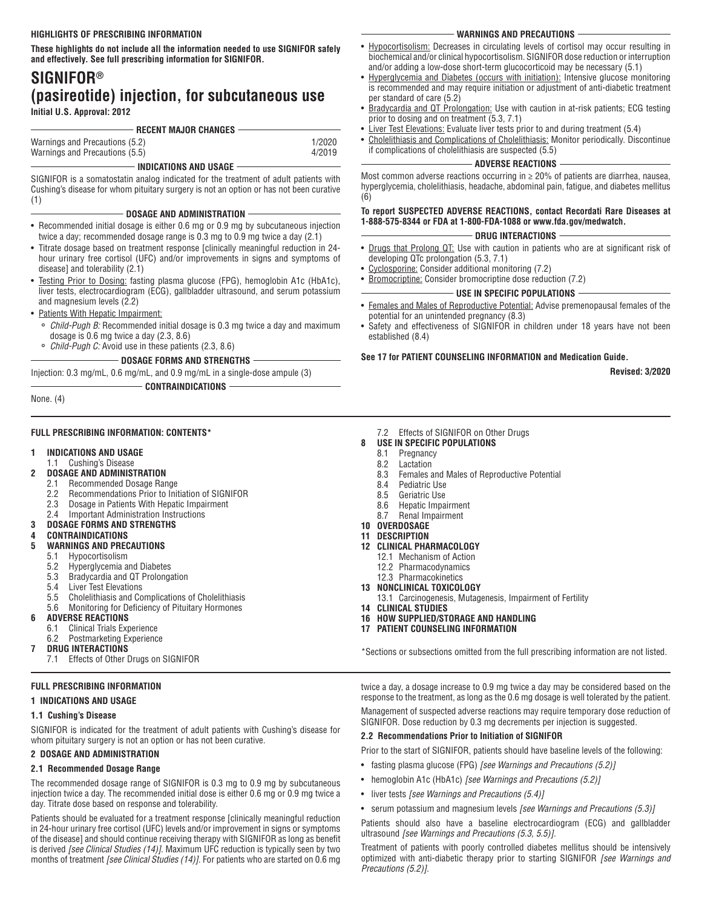**HIGHLIGHTS OF PRESCRIBING INFORMATION**

**These highlights do not include all the information needed to use SIGNIFOR safely and effectively. See full prescribing information for SIGNIFOR.**

# SIGNIFOR®
# (pasireotide) injection, for subcutaneous use

**Initial U.S. Approval: 2012**

**RECENT MAJOR CHANGES**

| | |
|---|---|
| Warnings and Precautions (5.2) | 1/2020 |
| Warnings and Precautions (5.5) | 4/2019 |

**INDICATIONS AND USAGE**

SIGNIFOR is a somatostatin analog indicated for the treatment of adult patients with Cushing's disease for whom pituitary surgery is not an option or has not been curative (1)

**DOSAGE AND ADMINISTRATION**

- Recommended initial dosage is either 0.6 mg or 0.9 mg by subcutaneous injection twice a day; recommended dosage range is 0.3 mg to 0.9 mg twice a day (2.1)
- Titrate dosage based on treatment response [clinically meaningful reduction in 24-hour urinary free cortisol (UFC) and/or improvements in signs and symptoms of disease] and tolerability (2.1)
- Testing Prior to Dosing: fasting plasma glucose (FPG), hemoglobin A1c (HbA1c), liver tests, electrocardiogram (ECG), gallbladder ultrasound, and serum potassium and magnesium levels (2.2)
- Patients With Hepatic Impairment:
  - *Child-Pugh B:* Recommended initial dosage is 0.3 mg twice a day and maximum dosage is 0.6 mg twice a day (2.3, 8.6)
  - *Child-Pugh C:* Avoid use in these patients (2.3, 8.6)

**DOSAGE FORMS AND STRENGTHS**

Injection: 0.3 mg/mL, 0.6 mg/mL, and 0.9 mg/mL in a single-dose ampule (3)

**CONTRAINDICATIONS**

None. (4)

**WARNINGS AND PRECAUTIONS**

- Hypocortisolism: Decreases in circulating levels of cortisol may occur resulting in biochemical and/or clinical hypocortisolism. SIGNIFOR dose reduction or interruption and/or adding a low-dose short-term glucocorticoid may be necessary (5.1)
- Hyperglycemia and Diabetes (occurs with initiation): Intensive glucose monitoring is recommended and may require initiation or adjustment of anti-diabetic treatment per standard of care (5.2)
- Bradycardia and QT Prolongation: Use with caution in at-risk patients; ECG testing prior to dosing and on treatment (5.3, 7.1)
- Liver Test Elevations: Evaluate liver tests prior to and during treatment (5.4)
- Cholelithiasis and Complications of Cholelithiasis: Monitor periodically. Discontinue if complications of cholelithiasis are suspected (5.5)

**ADVERSE REACTIONS**

Most common adverse reactions occurring in ≥ 20% of patients are diarrhea, nausea, hyperglycemia, cholelithiasis, headache, abdominal pain, fatigue, and diabetes mellitus (6)

**To report SUSPECTED ADVERSE REACTIONS, contact Recordati Rare Diseases at 1-888-575-8344 or FDA at 1-800-FDA-1088 or www.fda.gov/medwatch.**

**DRUG INTERACTIONS**

- Drugs that Prolong QT: Use with caution in patients who are at significant risk of developing QTc prolongation (5.3, 7.1)
- Cyclosporine: Consider additional monitoring (7.2)
- Bromocriptine: Consider bromocriptine dose reduction (7.2)

**USE IN SPECIFIC POPULATIONS**

- Females and Males of Reproductive Potential: Advise premenopausal females of the potential for an unintended pregnancy (8.3)
- Safety and effectiveness of SIGNIFOR in children under 18 years have not been established (8.4)

**See 17 for PATIENT COUNSELING INFORMATION and Medication Guide.**

**Revised: 3/2020**

---

**FULL PRESCRIBING INFORMATION: CONTENTS***

**1 INDICATIONS AND USAGE**
- 1.1 Cushing's Disease

**2 DOSAGE AND ADMINISTRATION**
- 2.1 Recommended Dosage Range
- 2.2 Recommendations Prior to Initiation of SIGNIFOR
- 2.3 Dosage in Patients With Hepatic Impairment
- 2.4 Important Administration Instructions

**3 DOSAGE FORMS AND STRENGTHS**

**4 CONTRAINDICATIONS**

**5 WARNINGS AND PRECAUTIONS**
- 5.1 Hypocortisolism
- 5.2 Hyperglycemia and Diabetes
- 5.3 Bradycardia and QT Prolongation
- 5.4 Liver Test Elevations
- 5.5 Cholelithiasis and Complications of Cholelithiasis
- 5.6 Monitoring for Deficiency of Pituitary Hormones

**6 ADVERSE REACTIONS**
- 6.1 Clinical Trials Experience
- 6.2 Postmarketing Experience

**7 DRUG INTERACTIONS**
- 7.1 Effects of Other Drugs on SIGNIFOR
- 7.2 Effects of SIGNIFOR on Other Drugs

**8 USE IN SPECIFIC POPULATIONS**
- 8.1 Pregnancy
- 8.2 Lactation
- 8.3 Females and Males of Reproductive Potential
- 8.4 Pediatric Use
- 8.5 Geriatric Use
- 8.6 Hepatic Impairment
- 8.7 Renal Impairment

**10 OVERDOSAGE**

**11 DESCRIPTION**

**12 CLINICAL PHARMACOLOGY**
- 12.1 Mechanism of Action
- 12.2 Pharmacodynamics
- 12.3 Pharmacokinetics

**13 NONCLINICAL TOXICOLOGY**
- 13.1 Carcinogenesis, Mutagenesis, Impairment of Fertility

**14 CLINICAL STUDIES**

**16 HOW SUPPLIED/STORAGE AND HANDLING**

**17 PATIENT COUNSELING INFORMATION**

*Sections or subsections omitted from the full prescribing information are not listed.

---

## FULL PRESCRIBING INFORMATION

### 1 INDICATIONS AND USAGE

#### 1.1 Cushing's Disease

SIGNIFOR is indicated for the treatment of adult patients with Cushing's disease for whom pituitary surgery is not an option or has not been curative.

### 2 DOSAGE AND ADMINISTRATION

#### 2.1 Recommended Dosage Range

The recommended dosage range of SIGNIFOR is 0.3 mg to 0.9 mg by subcutaneous injection twice a day. The recommended initial dose is either 0.6 mg or 0.9 mg twice a day. Titrate dose based on response and tolerability.

Patients should be evaluated for a treatment response [clinically meaningful reduction in 24-hour urinary free cortisol (UFC) levels and/or improvement in signs or symptoms of the disease] and should continue receiving therapy with SIGNIFOR as long as benefit is derived *[see Clinical Studies (14)]*. Maximum UFC reduction is typically seen by two months of treatment *[see Clinical Studies (14)]*. For patients who are started on 0.6 mg twice a day, a dosage increase to 0.9 mg twice a day may be considered based on the response to the treatment, as long as the 0.6 mg dosage is well tolerated by the patient.

Management of suspected adverse reactions may require temporary dose reduction of SIGNIFOR. Dose reduction by 0.3 mg decrements per injection is suggested.

#### 2.2 Recommendations Prior to Initiation of SIGNIFOR

Prior to the start of SIGNIFOR, patients should have baseline levels of the following:

- fasting plasma glucose (FPG) *[see Warnings and Precautions (5.2)]*
- hemoglobin A1c (HbA1c) *[see Warnings and Precautions (5.2)]*
- liver tests *[see Warnings and Precautions (5.4)]*
- serum potassium and magnesium levels *[see Warnings and Precautions (5.3)]*

Patients should also have a baseline electrocardiogram (ECG) and gallbladder ultrasound *[see Warnings and Precautions (5.3, 5.5)]*.

Treatment of patients with poorly controlled diabetes mellitus should be intensively optimized with anti-diabetic therapy prior to starting SIGNIFOR *[see Warnings and Precautions (5.2)]*.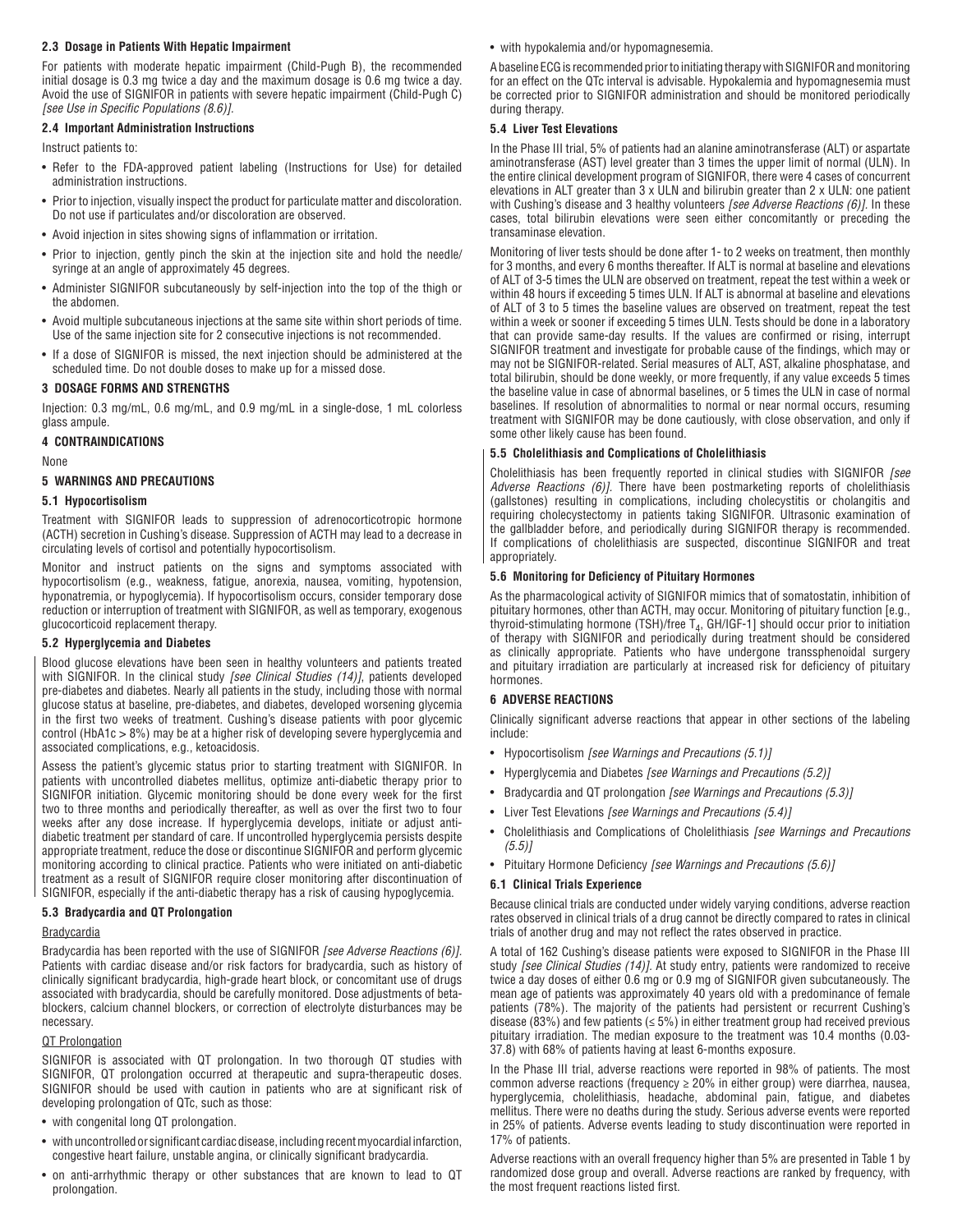### 2.3 Dosage in Patients With Hepatic Impairment

For patients with moderate hepatic impairment (Child-Pugh B), the recommended initial dosage is 0.3 mg twice a day and the maximum dosage is 0.6 mg twice a day. Avoid the use of SIGNIFOR in patients with severe hepatic impairment (Child-Pugh C) *[see Use in Specific Populations (8.6)]*.

### 2.4 Important Administration Instructions

Instruct patients to:

- Refer to the FDA-approved patient labeling (Instructions for Use) for detailed administration instructions.
- Prior to injection, visually inspect the product for particulate matter and discoloration. Do not use if particulates and/or discoloration are observed.
- Avoid injection in sites showing signs of inflammation or irritation.
- Prior to injection, gently pinch the skin at the injection site and hold the needle/syringe at an angle of approximately 45 degrees.
- Administer SIGNIFOR subcutaneously by self-injection into the top of the thigh or the abdomen.
- Avoid multiple subcutaneous injections at the same site within short periods of time. Use of the same injection site for 2 consecutive injections is not recommended.
- If a dose of SIGNIFOR is missed, the next injection should be administered at the scheduled time. Do not double doses to make up for a missed dose.

## 3 DOSAGE FORMS AND STRENGTHS

Injection: 0.3 mg/mL, 0.6 mg/mL, and 0.9 mg/mL in a single-dose, 1 mL colorless glass ampule.

## 4 CONTRAINDICATIONS

None

## 5 WARNINGS AND PRECAUTIONS

### 5.1 Hypocortisolism

Treatment with SIGNIFOR leads to suppression of adrenocorticotropic hormone (ACTH) secretion in Cushing's disease. Suppression of ACTH may lead to a decrease in circulating levels of cortisol and potentially hypocortisolism.

Monitor and instruct patients on the signs and symptoms associated with hypocortisolism (e.g., weakness, fatigue, anorexia, nausea, vomiting, hypotension, hyponatremia, or hypoglycemia). If hypocortisolism occurs, consider temporary dose reduction or interruption of treatment with SIGNIFOR, as well as temporary, exogenous glucocorticoid replacement therapy.

### 5.2 Hyperglycemia and Diabetes

Blood glucose elevations have been seen in healthy volunteers and patients treated with SIGNIFOR. In the clinical study *[see Clinical Studies (14)]*, patients developed pre-diabetes and diabetes. Nearly all patients in the study, including those with normal glucose status at baseline, pre-diabetes, and diabetes, developed worsening glycemia in the first two weeks of treatment. Cushing's disease patients with poor glycemic control (HbA1c > 8%) may be at a higher risk of developing severe hyperglycemia and associated complications, e.g., ketoacidosis.

Assess the patient's glycemic status prior to starting treatment with SIGNIFOR. In patients with uncontrolled diabetes mellitus, optimize anti-diabetic therapy prior to SIGNIFOR initiation. Glycemic monitoring should be done every week for the first two to three months and periodically thereafter, as well as over the first two to four weeks after any dose increase. If hyperglycemia develops, initiate or adjust anti-diabetic treatment per standard of care. If uncontrolled hyperglycemia persists despite appropriate treatment, reduce the dose or discontinue SIGNIFOR and perform glycemic monitoring according to clinical practice. Patients who were initiated on anti-diabetic treatment as a result of SIGNIFOR require closer monitoring after discontinuation of SIGNIFOR, especially if the anti-diabetic therapy has a risk of causing hypoglycemia.

### 5.3 Bradycardia and QT Prolongation

Bradycardia

Bradycardia has been reported with the use of SIGNIFOR *[see Adverse Reactions (6)]*. Patients with cardiac disease and/or risk factors for bradycardia, such as history of clinically significant bradycardia, high-grade heart block, or concomitant use of drugs associated with bradycardia, should be carefully monitored. Dose adjustments of beta-blockers, calcium channel blockers, or correction of electrolyte disturbances may be necessary.

QT Prolongation

SIGNIFOR is associated with QT prolongation. In two thorough QT studies with SIGNIFOR, QT prolongation occurred at therapeutic and supra-therapeutic doses. SIGNIFOR should be used with caution in patients who are at significant risk of developing prolongation of QTc, such as those:

- with congenital long QT prolongation.
- with uncontrolled or significant cardiac disease, including recent myocardial infarction, congestive heart failure, unstable angina, or clinically significant bradycardia.
- on anti-arrhythmic therapy or other substances that are known to lead to QT prolongation.
- with hypokalemia and/or hypomagnesemia.

A baseline ECG is recommended prior to initiating therapy with SIGNIFOR and monitoring for an effect on the QTc interval is advisable. Hypokalemia and hypomagnesemia must be corrected prior to SIGNIFOR administration and should be monitored periodically during therapy.

### 5.4 Liver Test Elevations

In the Phase III trial, 5% of patients had an alanine aminotransferase (ALT) or aspartate aminotransferase (AST) level greater than 3 times the upper limit of normal (ULN). In the entire clinical development program of SIGNIFOR, there were 4 cases of concurrent elevations in ALT greater than 3 x ULN and bilirubin greater than 2 x ULN: one patient with Cushing's disease and 3 healthy volunteers *[see Adverse Reactions (6)]*. In these cases, total bilirubin elevations were seen either concomitantly or preceding the transaminase elevation.

Monitoring of liver tests should be done after 1- to 2 weeks on treatment, then monthly for 3 months, and every 6 months thereafter. If ALT is normal at baseline and elevations of ALT of 3-5 times the ULN are observed on treatment, repeat the test within a week or within 48 hours if exceeding 5 times ULN. If ALT is abnormal at baseline and elevations of ALT of 3 to 5 times the baseline values are observed on treatment, repeat the test within a week or sooner if exceeding 5 times ULN. Tests should be done in a laboratory that can provide same-day results. If the values are confirmed or rising, interrupt SIGNIFOR treatment and investigate for probable cause of the findings, which may or may not be SIGNIFOR-related. Serial measures of ALT, AST, alkaline phosphatase, and total bilirubin, should be done weekly, or more frequently, if any value exceeds 5 times the baseline value in case of abnormal baselines, or 5 times the ULN in case of normal baselines. If resolution of abnormalities to normal or near normal occurs, resuming treatment with SIGNIFOR may be done cautiously, with close observation, and only if some other likely cause has been found.

### 5.5 Cholelithiasis and Complications of Cholelithiasis

Cholelithiasis has been frequently reported in clinical studies with SIGNIFOR *[see Adverse Reactions (6)]*. There have been postmarketing reports of cholelithiasis (gallstones) resulting in complications, including cholecystitis or cholangitis and requiring cholecystectomy in patients taking SIGNIFOR. Ultrasonic examination of the gallbladder before, and periodically during SIGNIFOR therapy is recommended. If complications of cholelithiasis are suspected, discontinue SIGNIFOR and treat appropriately.

### 5.6 Monitoring for Deficiency of Pituitary Hormones

As the pharmacological activity of SIGNIFOR mimics that of somatostatin, inhibition of pituitary hormones, other than ACTH, may occur. Monitoring of pituitary function [e.g., thyroid-stimulating hormone (TSH)/free $T_4$, GH/IGF-1] should occur prior to initiation of therapy with SIGNIFOR and periodically during treatment should be considered as clinically appropriate. Patients who have undergone transsphenoidal surgery and pituitary irradiation are particularly at increased risk for deficiency of pituitary hormones.

## 6 ADVERSE REACTIONS

Clinically significant adverse reactions that appear in other sections of the labeling include:

- Hypocortisolism *[see Warnings and Precautions (5.1)]*
- Hyperglycemia and Diabetes *[see Warnings and Precautions (5.2)]*
- Bradycardia and QT prolongation *[see Warnings and Precautions (5.3)]*
- Liver Test Elevations *[see Warnings and Precautions (5.4)]*
- Cholelithiasis and Complications of Cholelithiasis *[see Warnings and Precautions (5.5)]*
- Pituitary Hormone Deficiency *[see Warnings and Precautions (5.6)]*

### 6.1 Clinical Trials Experience

Because clinical trials are conducted under widely varying conditions, adverse reaction rates observed in clinical trials of a drug cannot be directly compared to rates in clinical trials of another drug and may not reflect the rates observed in practice.

A total of 162 Cushing's disease patients were exposed to SIGNIFOR in the Phase III study *[see Clinical Studies (14)]*. At study entry, patients were randomized to receive twice a day doses of either 0.6 mg or 0.9 mg of SIGNIFOR given subcutaneously. The mean age of patients was approximately 40 years old with a predominance of female patients (78%). The majority of the patients had persistent or recurrent Cushing's disease (83%) and few patients (≤ 5%) in either treatment group had received previous pituitary irradiation. The median exposure to the treatment was 10.4 months (0.03-37.8) with 68% of patients having at least 6-months exposure.

In the Phase III trial, adverse reactions were reported in 98% of patients. The most common adverse reactions (frequency ≥ 20% in either group) were diarrhea, nausea, hyperglycemia, cholelithiasis, headache, abdominal pain, fatigue, and diabetes mellitus. There were no deaths during the study. Serious adverse events were reported in 25% of patients. Adverse events leading to study discontinuation were reported in 17% of patients.

Adverse reactions with an overall frequency higher than 5% are presented in Table 1 by randomized dose group and overall. Adverse reactions are ranked by frequency, with the most frequent reactions listed first.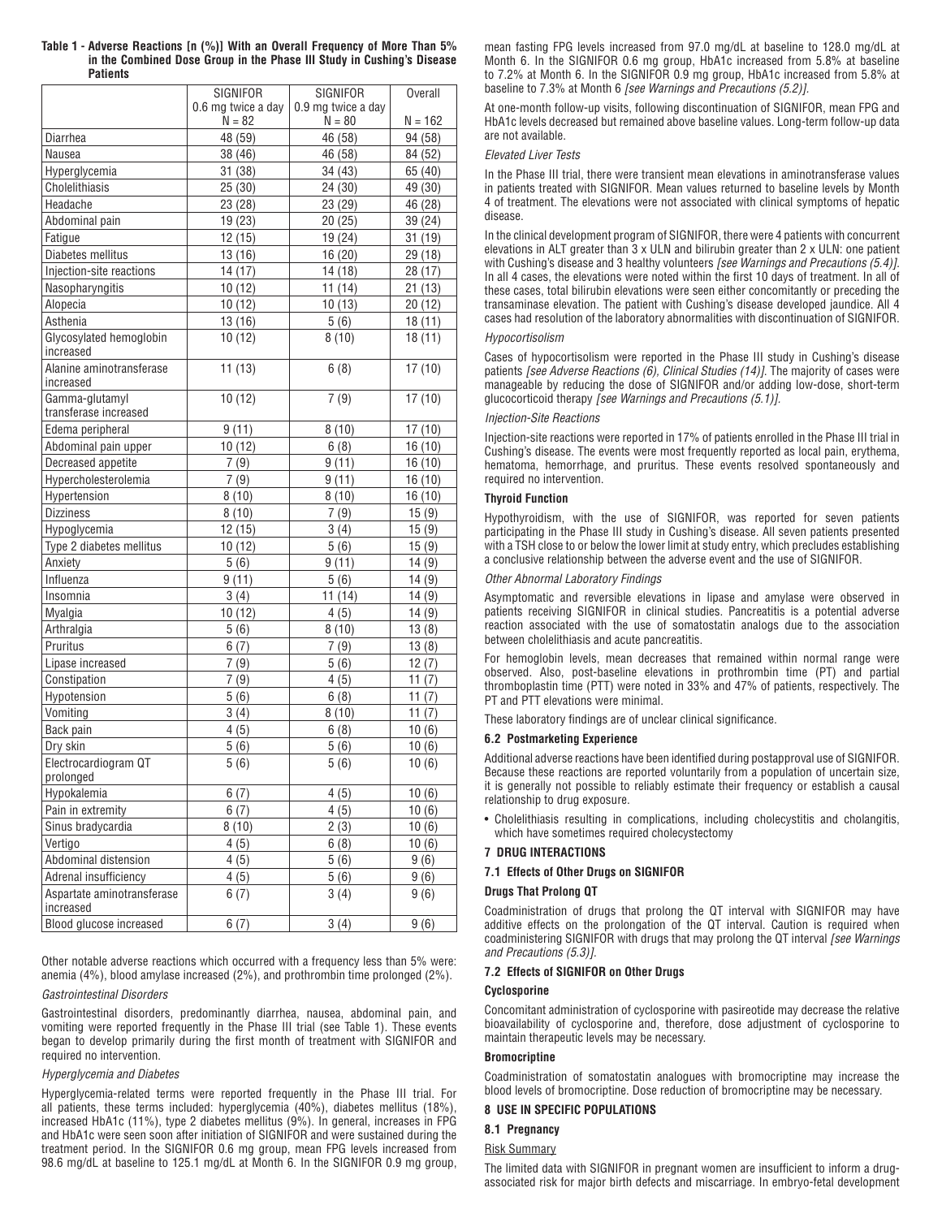**Table 1 - Adverse Reactions [n (%)] With an Overall Frequency of More Than 5% in the Combined Dose Group in the Phase III Study in Cushing's Disease Patients**

| | SIGNIFOR 0.6 mg twice a day N = 82 | SIGNIFOR 0.9 mg twice a day N = 80 | Overall N = 162 |
|---|---|---|---|
| Diarrhea | 48 (59) | 46 (58) | 94 (58) |
| Nausea | 38 (46) | 46 (58) | 84 (52) |
| Hyperglycemia | 31 (38) | 34 (43) | 65 (40) |
| Cholelithiasis | 25 (30) | 24 (30) | 49 (30) |
| Headache | 23 (28) | 23 (29) | 46 (28) |
| Abdominal pain | 19 (23) | 20 (25) | 39 (24) |
| Fatigue | 12 (15) | 19 (24) | 31 (19) |
| Diabetes mellitus | 13 (16) | 16 (20) | 29 (18) |
| Injection-site reactions | 14 (17) | 14 (18) | 28 (17) |
| Nasopharyngitis | 10 (12) | 11 (14) | 21 (13) |
| Alopecia | 10 (12) | 10 (13) | 20 (12) |
| Asthenia | 13 (16) | 5 (6) | 18 (11) |
| Glycosylated hemoglobin increased | 10 (12) | 8 (10) | 18 (11) |
| Alanine aminotransferase increased | 11 (13) | 6 (8) | 17 (10) |
| Gamma-glutamyl transferase increased | 10 (12) | 7 (9) | 17 (10) |
| Edema peripheral | 9 (11) | 8 (10) | 17 (10) |
| Abdominal pain upper | 10 (12) | 6 (8) | 16 (10) |
| Decreased appetite | 7 (9) | 9 (11) | 16 (10) |
| Hypercholesterolemia | 7 (9) | 9 (11) | 16 (10) |
| Hypertension | 8 (10) | 8 (10) | 16 (10) |
| Dizziness | 8 (10) | 7 (9) | 15 (9) |
| Hypoglycemia | 12 (15) | 3 (4) | 15 (9) |
| Type 2 diabetes mellitus | 10 (12) | 5 (6) | 15 (9) |
| Anxiety | 5 (6) | 9 (11) | 14 (9) |
| Influenza | 9 (11) | 5 (6) | 14 (9) |
| Insomnia | 3 (4) | 11 (14) | 14 (9) |
| Myalgia | 10 (12) | 4 (5) | 14 (9) |
| Arthralgia | 5 (6) | 8 (10) | 13 (8) |
| Pruritus | 6 (7) | 7 (9) | 13 (8) |
| Lipase increased | 7 (9) | 5 (6) | 12 (7) |
| Constipation | 7 (9) | 4 (5) | 11 (7) |
| Hypotension | 5 (6) | 6 (8) | 11 (7) |
| Vomiting | 3 (4) | 8 (10) | 11 (7) |
| Back pain | 4 (5) | 6 (8) | 10 (6) |
| Dry skin | 5 (6) | 5 (6) | 10 (6) |
| Electrocardiogram QT prolonged | 5 (6) | 5 (6) | 10 (6) |
| Hypokalemia | 6 (7) | 4 (5) | 10 (6) |
| Pain in extremity | 6 (7) | 4 (5) | 10 (6) |
| Sinus bradycardia | 8 (10) | 2 (3) | 10 (6) |
| Vertigo | 4 (5) | 6 (8) | 10 (6) |
| Abdominal distension | 4 (5) | 5 (6) | 9 (6) |
| Adrenal insufficiency | 4 (5) | 5 (6) | 9 (6) |
| Aspartate aminotransferase increased | 6 (7) | 3 (4) | 9 (6) |
| Blood glucose increased | 6 (7) | 3 (4) | 9 (6) |

Other notable adverse reactions which occurred with a frequency less than 5% were: anemia (4%), blood amylase increased (2%), and prothrombin time prolonged (2%).

*Gastrointestinal Disorders*

Gastrointestinal disorders, predominantly diarrhea, nausea, abdominal pain, and vomiting were reported frequently in the Phase III trial (see Table 1). These events began to develop primarily during the first month of treatment with SIGNIFOR and required no intervention.

*Hyperglycemia and Diabetes*

Hyperglycemia-related terms were reported frequently in the Phase III trial. For all patients, these terms included: hyperglycemia (40%), diabetes mellitus (18%), increased HbA1c (11%), type 2 diabetes mellitus (9%). In general, increases in FPG and HbA1c were seen soon after initiation of SIGNIFOR and were sustained during the treatment period. In the SIGNIFOR 0.6 mg group, mean FPG levels increased from 98.6 mg/dL at baseline to 125.1 mg/dL at Month 6. In the SIGNIFOR 0.9 mg group, mean fasting FPG levels increased from 97.0 mg/dL at baseline to 128.0 mg/dL at Month 6. In the SIGNIFOR 0.6 mg group, HbA1c increased from 5.8% at baseline to 7.2% at Month 6. In the SIGNIFOR 0.9 mg group, HbA1c increased from 5.8% at baseline to 7.3% at Month 6 *[see Warnings and Precautions (5.2)]*.

At one-month follow-up visits, following discontinuation of SIGNIFOR, mean FPG and HbA1c levels decreased but remained above baseline values. Long-term follow-up data are not available.

*Elevated Liver Tests*

In the Phase III trial, there were transient mean elevations in aminotransferase values in patients treated with SIGNIFOR. Mean values returned to baseline levels by Month 4 of treatment. The elevations were not associated with clinical symptoms of hepatic disease.

In the clinical development program of SIGNIFOR, there were 4 patients with concurrent elevations in ALT greater than 3 x ULN and bilirubin greater than 2 x ULN: one patient with Cushing's disease and 3 healthy volunteers *[see Warnings and Precautions (5.4)]*. In all 4 cases, the elevations were noted within the first 10 days of treatment. In all of these cases, total bilirubin elevations were seen either concomitantly or preceding the transaminase elevation. The patient with Cushing's disease developed jaundice. All 4 cases had resolution of the laboratory abnormalities with discontinuation of SIGNIFOR.

*Hypocortisolism*

Cases of hypocortisolism were reported in the Phase III study in Cushing's disease patients *[see Adverse Reactions (6), Clinical Studies (14)]*. The majority of cases were manageable by reducing the dose of SIGNIFOR and/or adding low-dose, short-term glucocorticoid therapy *[see Warnings and Precautions (5.1)]*.

*Injection-Site Reactions*

Injection-site reactions were reported in 17% of patients enrolled in the Phase III trial in Cushing's disease. The events were most frequently reported as local pain, erythema, hematoma, hemorrhage, and pruritus. These events resolved spontaneously and required no intervention.

**Thyroid Function**

Hypothyroidism, with the use of SIGNIFOR, was reported for seven patients participating in the Phase III study in Cushing's disease. All seven patients presented with a TSH close to or below the lower limit at study entry, which precludes establishing a conclusive relationship between the adverse event and the use of SIGNIFOR.

*Other Abnormal Laboratory Findings*

Asymptomatic and reversible elevations in lipase and amylase were observed in patients receiving SIGNIFOR in clinical studies. Pancreatitis is a potential adverse reaction associated with the use of somatostatin analogs due to the association between cholelithiasis and acute pancreatitis.

For hemoglobin levels, mean decreases that remained within normal range were observed. Also, post-baseline elevations in prothrombin time (PT) and partial thromboplastin time (PTT) were noted in 33% and 47% of patients, respectively. The PT and PTT elevations were minimal.

These laboratory findings are of unclear clinical significance.

### 6.2 Postmarketing Experience

Additional adverse reactions have been identified during postapproval use of SIGNIFOR. Because these reactions are reported voluntarily from a population of uncertain size, it is generally not possible to reliably estimate their frequency or establish a causal relationship to drug exposure.

- Cholelithiasis resulting in complications, including cholecystitis and cholangitis, which have sometimes required cholecystectomy

## 7 DRUG INTERACTIONS

### 7.1 Effects of Other Drugs on SIGNIFOR

**Drugs That Prolong QT**

Coadministration of drugs that prolong the QT interval with SIGNIFOR may have additive effects on the prolongation of the QT interval. Caution is required when coadministering SIGNIFOR with drugs that may prolong the QT interval *[see Warnings and Precautions (5.3)]*.

### 7.2 Effects of SIGNIFOR on Other Drugs

**Cyclosporine**

Concomitant administration of cyclosporine with pasireotide may decrease the relative bioavailability of cyclosporine and, therefore, dose adjustment of cyclosporine to maintain therapeutic levels may be necessary.

**Bromocriptine**

Coadministration of somatostatin analogues with bromocriptine may increase the blood levels of bromocriptine. Dose reduction of bromocriptine may be necessary.

## 8 USE IN SPECIFIC POPULATIONS

### 8.1 Pregnancy

Risk Summary

The limited data with SIGNIFOR in pregnant women are insufficient to inform a drug-associated risk for major birth defects and miscarriage. In embryo-fetal development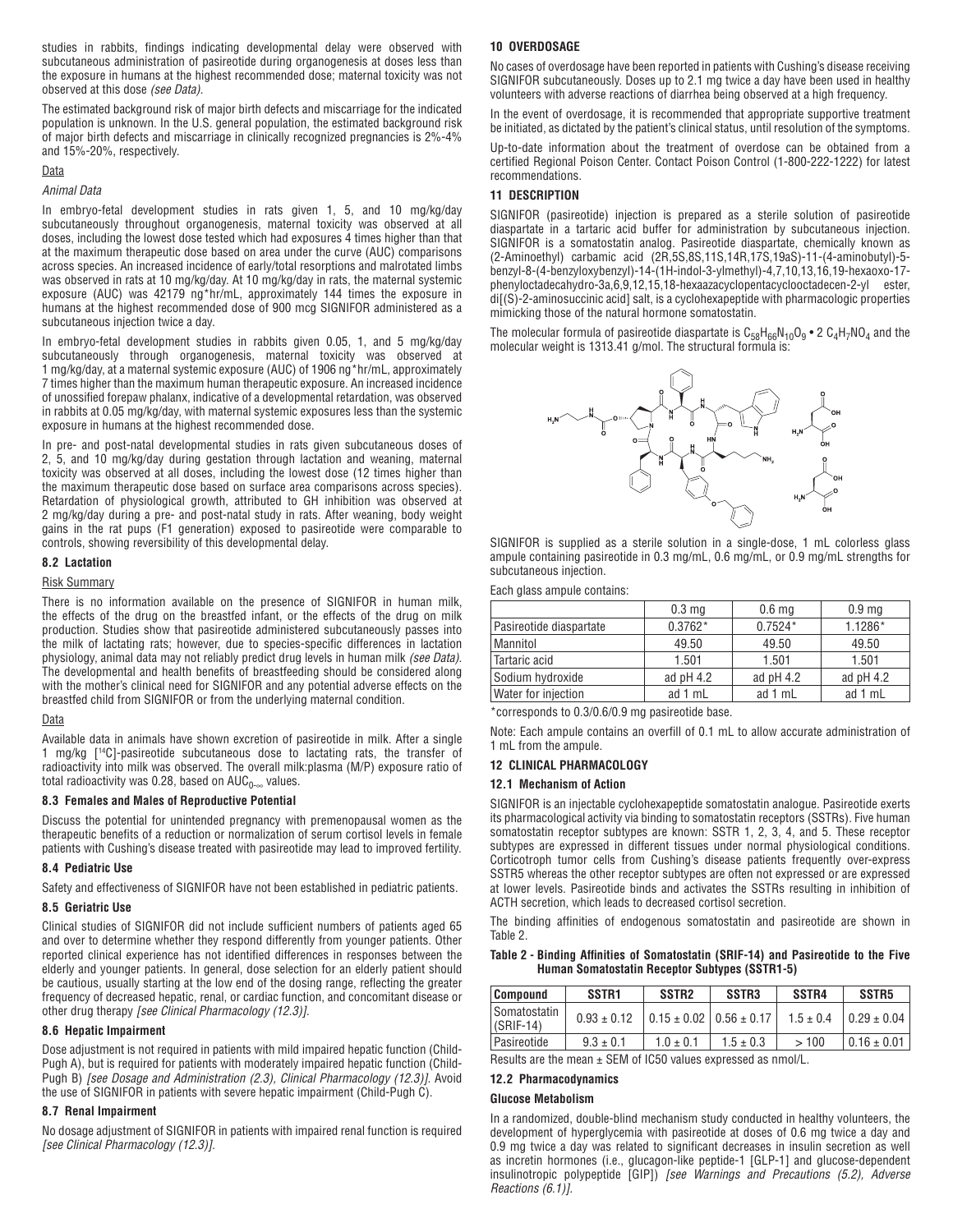studies in rabbits, findings indicating developmental delay were observed with subcutaneous administration of pasireotide during organogenesis at doses less than the exposure in humans at the highest recommended dose; maternal toxicity was not observed at this dose *(see Data)*.

The estimated background risk of major birth defects and miscarriage for the indicated population is unknown. In the U.S. general population, the estimated background risk of major birth defects and miscarriage in clinically recognized pregnancies is 2%-4% and 15%-20%, respectively.

Data

*Animal Data*

In embryo-fetal development studies in rats given 1, 5, and 10 mg/kg/day subcutaneously throughout organogenesis, maternal toxicity was observed at all doses, including the lowest dose tested which had exposures 4 times higher than that at the maximum therapeutic dose based on area under the curve (AUC) comparisons across species. An increased incidence of early/total resorptions and malrotated limbs was observed in rats at 10 mg/kg/day. At 10 mg/kg/day in rats, the maternal systemic exposure (AUC) was 42179 ng*hr/mL, approximately 144 times the exposure in humans at the highest recommended dose of 900 mcg SIGNIFOR administered as a subcutaneous injection twice a day.

In embryo-fetal development studies in rabbits given 0.05, 1, and 5 mg/kg/day subcutaneously through organogenesis, maternal toxicity was observed at 1 mg/kg/day, at a maternal systemic exposure (AUC) of 1906 ng*hr/mL, approximately 7 times higher than the maximum human therapeutic exposure. An increased incidence of unossified forepaw phalanx, indicative of a developmental retardation, was observed in rabbits at 0.05 mg/kg/day, with maternal systemic exposures less than the systemic exposure in humans at the highest recommended dose.

In pre- and post-natal developmental studies in rats given subcutaneous doses of 2, 5, and 10 mg/kg/day during gestation through lactation and weaning, maternal toxicity was observed at all doses, including the lowest dose (12 times higher than the maximum therapeutic dose based on surface area comparisons across species). Retardation of physiological growth, attributed to GH inhibition was observed at 2 mg/kg/day during a pre- and post-natal study in rats. After weaning, body weight gains in the rat pups (F1 generation) exposed to pasireotide were comparable to controls, showing reversibility of this developmental delay.

### 8.2 Lactation

Risk Summary

There is no information available on the presence of SIGNIFOR in human milk, the effects of the drug on the breastfed infant, or the effects of the drug on milk production. Studies show that pasireotide administered subcutaneously passes into the milk of lactating rats; however, due to species-specific differences in lactation physiology, animal data may not reliably predict drug levels in human milk *(see Data)*. The developmental and health benefits of breastfeeding should be considered along with the mother's clinical need for SIGNIFOR and any potential adverse effects on the breastfed child from SIGNIFOR or from the underlying maternal condition.

Data

Available data in animals have shown excretion of pasireotide in milk. After a single 1 mg/kg [$^{14}$C]-pasireotide subcutaneous dose to lactating rats, the transfer of radioactivity into milk was observed. The overall milk:plasma (M/P) exposure ratio of total radioactivity was 0.28, based on $AUC_{0-\infty}$ values.

### 8.3 Females and Males of Reproductive Potential

Discuss the potential for unintended pregnancy with premenopausal women as the therapeutic benefits of a reduction or normalization of serum cortisol levels in female patients with Cushing's disease treated with pasireotide may lead to improved fertility.

### 8.4 Pediatric Use

Safety and effectiveness of SIGNIFOR have not been established in pediatric patients.

### 8.5 Geriatric Use

Clinical studies of SIGNIFOR did not include sufficient numbers of patients aged 65 and over to determine whether they respond differently from younger patients. Other reported clinical experience has not identified differences in responses between the elderly and younger patients. In general, dose selection for an elderly patient should be cautious, usually starting at the low end of the dosing range, reflecting the greater frequency of decreased hepatic, renal, or cardiac function, and concomitant disease or other drug therapy *[see Clinical Pharmacology (12.3)]*.

### 8.6 Hepatic Impairment

Dose adjustment is not required in patients with mild impaired hepatic function (Child-Pugh A), but is required for patients with moderately impaired hepatic function (Child-Pugh B) *[see Dosage and Administration (2.3), Clinical Pharmacology (12.3)]*. Avoid the use of SIGNIFOR in patients with severe hepatic impairment (Child-Pugh C).

### 8.7 Renal Impairment

No dosage adjustment of SIGNIFOR in patients with impaired renal function is required *[see Clinical Pharmacology (12.3)]*.

## 10 OVERDOSAGE

No cases of overdosage have been reported in patients with Cushing's disease receiving SIGNIFOR subcutaneously. Doses up to 2.1 mg twice a day have been used in healthy volunteers with adverse reactions of diarrhea being observed at a high frequency.

In the event of overdosage, it is recommended that appropriate supportive treatment be initiated, as dictated by the patient's clinical status, until resolution of the symptoms.

Up-to-date information about the treatment of overdose can be obtained from a certified Regional Poison Center. Contact Poison Control (1-800-222-1222) for latest recommendations.

## 11 DESCRIPTION

SIGNIFOR (pasireotide) injection is prepared as a sterile solution of pasireotide diaspartate in a tartaric acid buffer for administration by subcutaneous injection. SIGNIFOR is a somatostatin analog. Pasireotide diaspartate, chemically known as (2-Aminoethyl) carbamic acid (2R,5S,8S,11S,14R,17S,19aS)-11-(4-aminobutyl)-5-benzyl-8-(4-benzyloxybenzyl)-14-(1H-indol-3-ylmethyl)-4,7,10,13,16,19-hexaoxo-17-phenyloctadecahydro-3a,6,9,12,15,18-hexaazacyclopentacyclooctadecen-2-yl ester, di[(S)-2-aminosuccinic acid] salt, is a cyclohexapeptide with pharmacologic properties mimicking those of the natural hormone somatostatin.

The molecular formula of pasireotide diaspartate is $C_{58}H_{66}N_{10}O_9 \bullet 2\ C_4H_7NO_4$ and the molecular weight is 1313.41 g/mol. The structural formula is:

SIGNIFOR is supplied as a sterile solution in a single-dose, 1 mL colorless glass ampule containing pasireotide in 0.3 mg/mL, 0.6 mg/mL, or 0.9 mg/mL strengths for subcutaneous injection.

Each glass ampule contains:

| | 0.3 mg | 0.6 mg | 0.9 mg |
|---|---|---|---|
| Pasireotide diaspartate | 0.3762* | 0.7524* | 1.1286* |
| Mannitol | 49.50 | 49.50 | 49.50 |
| Tartaric acid | 1.501 | 1.501 | 1.501 |
| Sodium hydroxide | ad pH 4.2 | ad pH 4.2 | ad pH 4.2 |
| Water for injection | ad 1 mL | ad 1 mL | ad 1 mL |

*corresponds to 0.3/0.6/0.9 mg pasireotide base.

Note: Each ampule contains an overfill of 0.1 mL to allow accurate administration of 1 mL from the ampule.

## 12 CLINICAL PHARMACOLOGY

### 12.1 Mechanism of Action

SIGNIFOR is an injectable cyclohexapeptide somatostatin analogue. Pasireotide exerts its pharmacological activity via binding to somatostatin receptors (SSTRs). Five human somatostatin receptor subtypes are known: SSTR 1, 2, 3, 4, and 5. These receptor subtypes are expressed in different tissues under normal physiological conditions. Corticotroph tumor cells from Cushing's disease patients frequently over-express SSTR5 whereas the other receptor subtypes are often not expressed or are expressed at lower levels. Pasireotide binds and activates the SSTRs resulting in inhibition of ACTH secretion, which leads to decreased cortisol secretion.

The binding affinities of endogenous somatostatin and pasireotide are shown in Table 2.

**Table 2 - Binding Affinities of Somatostatin (SRIF-14) and Pasireotide to the Five Human Somatostatin Receptor Subtypes (SSTR1-5)**

| Compound | SSTR1 | SSTR2 | SSTR3 | SSTR4 | SSTR5 |
|---|---|---|---|---|---|
| Somatostatin (SRIF-14) | 0.93 ± 0.12 | 0.15 ± 0.02 | 0.56 ± 0.17 | 1.5 ± 0.4 | 0.29 ± 0.04 |
| Pasireotide | 9.3 ± 0.1 | 1.0 ± 0.1 | 1.5 ± 0.3 | > 100 | 0.16 ± 0.01 |

Results are the mean ± SEM of IC50 values expressed as nmol/L.

### 12.2 Pharmacodynamics

**Glucose Metabolism**

In a randomized, double-blind mechanism study conducted in healthy volunteers, the development of hyperglycemia with pasireotide at doses of 0.6 mg twice a day and 0.9 mg twice a day was related to significant decreases in insulin secretion as well as incretin hormones (i.e., glucagon-like peptide-1 [GLP-1] and glucose-dependent insulinotropic polypeptide [GIP]) *[see Warnings and Precautions (5.2), Adverse Reactions (6.1)]*.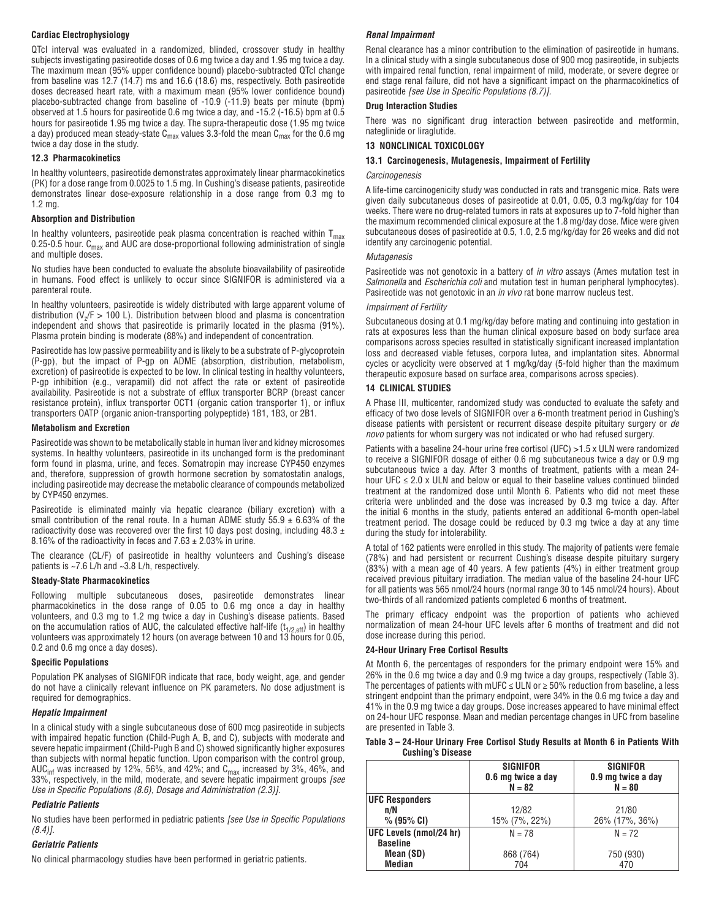**Cardiac Electrophysiology**

QTcI interval was evaluated in a randomized, blinded, crossover study in healthy subjects investigating pasireotide doses of 0.6 mg twice a day and 1.95 mg twice a day. The maximum mean (95% upper confidence bound) placebo-subtracted QTcI change from baseline was 12.7 (14.7) ms and 16.6 (18.6) ms, respectively. Both pasireotide doses decreased heart rate, with a maximum mean (95% lower confidence bound) placebo-subtracted change from baseline of -10.9 (-11.9) beats per minute (bpm) observed at 1.5 hours for pasireotide 0.6 mg twice a day, and -15.2 (-16.5) bpm at 0.5 hours for pasireotide 1.95 mg twice a day. The supra-therapeutic dose (1.95 mg twice a day) produced mean steady-state $C_{max}$ values 3.3-fold the mean $C_{max}$ for the 0.6 mg twice a day dose in the study.

### 12.3 Pharmacokinetics

In healthy volunteers, pasireotide demonstrates approximately linear pharmacokinetics (PK) for a dose range from 0.0025 to 1.5 mg. In Cushing's disease patients, pasireotide demonstrates linear dose-exposure relationship in a dose range from 0.3 mg to 1.2 mg.

**Absorption and Distribution**

In healthy volunteers, pasireotide peak plasma concentration is reached within $T_{max}$ 0.25-0.5 hour. $C_{max}$ and AUC are dose-proportional following administration of single and multiple doses.

No studies have been conducted to evaluate the absolute bioavailability of pasireotide in humans. Food effect is unlikely to occur since SIGNIFOR is administered via a parenteral route.

In healthy volunteers, pasireotide is widely distributed with large apparent volume of distribution ($V_z/F$ > 100 L). Distribution between blood and plasma is concentration independent and shows that pasireotide is primarily located in the plasma (91%). Plasma protein binding is moderate (88%) and independent of concentration.

Pasireotide has low passive permeability and is likely to be a substrate of P-glycoprotein (P-gp), but the impact of P-gp on ADME (absorption, distribution, metabolism, excretion) of pasireotide is expected to be low. In clinical testing in healthy volunteers, P-gp inhibition (e.g., verapamil) did not affect the rate or extent of pasireotide availability. Pasireotide is not a substrate of efflux transporter BCRP (breast cancer resistance protein), influx transporter OCT1 (organic cation transporter 1), or influx transporters OATP (organic anion-transporting polypeptide) 1B1, 1B3, or 2B1.

**Metabolism and Excretion**

Pasireotide was shown to be metabolically stable in human liver and kidney microsomes systems. In healthy volunteers, pasireotide in its unchanged form is the predominant form found in plasma, urine, and feces. Somatropin may increase CYP450 enzymes and, therefore, suppression of growth hormone secretion by somatostatin analogs, including pasireotide may decrease the metabolic clearance of compounds metabolized by CYP450 enzymes.

Pasireotide is eliminated mainly via hepatic clearance (biliary excretion) with a small contribution of the renal route. In a human ADME study 55.9 ± 6.63% of the radioactivity dose was recovered over the first 10 days post dosing, including 48.3 ± 8.16% of the radioactivity in feces and 7.63 ± 2.03% in urine.

The clearance (CL/F) of pasireotide in healthy volunteers and Cushing's disease patients is ~7.6 L/h and ~3.8 L/h, respectively.

**Steady-State Pharmacokinetics**

Following multiple subcutaneous doses, pasireotide demonstrates linear pharmacokinetics in the dose range of 0.05 to 0.6 mg once a day in healthy volunteers, and 0.3 mg to 1.2 mg twice a day in Cushing's disease patients. Based on the accumulation ratios of AUC, the calculated effective half-life ($t_{1/2,eff}$) in healthy volunteers was approximately 12 hours (on average between 10 and 13 hours for 0.05, 0.2 and 0.6 mg once a day doses).

**Specific Populations**

Population PK analyses of SIGNIFOR indicate that race, body weight, age, and gender do not have a clinically relevant influence on PK parameters. No dose adjustment is required for demographics.

***Hepatic Impairment***

In a clinical study with a single subcutaneous dose of 600 mcg pasireotide in subjects with impaired hepatic function (Child-Pugh A, B, and C), subjects with moderate and severe hepatic impairment (Child-Pugh B and C) showed significantly higher exposures than subjects with normal hepatic function. Upon comparison with the control group, $AUC_{inf}$ was increased by 12%, 56%, and 42%; and $C_{max}$ increased by 3%, 46%, and 33%, respectively, in the mild, moderate, and severe hepatic impairment groups *[see Use in Specific Populations (8.6), Dosage and Administration (2.3)]*.

***Pediatric Patients***

No studies have been performed in pediatric patients *[see Use in Specific Populations (8.4)]*.

***Geriatric Patients***

No clinical pharmacology studies have been performed in geriatric patients.

***Renal Impairment***

Renal clearance has a minor contribution to the elimination of pasireotide in humans. In a clinical study with a single subcutaneous dose of 900 mcg pasireotide, in subjects with impaired renal function, renal impairment of mild, moderate, or severe degree or end stage renal failure, did not have a significant impact on the pharmacokinetics of pasireotide *[see Use in Specific Populations (8.7)]*.

**Drug Interaction Studies**

There was no significant drug interaction between pasireotide and metformin, nateglinide or liraglutide.

## 13 NONCLINICAL TOXICOLOGY

### 13.1 Carcinogenesis, Mutagenesis, Impairment of Fertility

*Carcinogenesis*

A life-time carcinogenicity study was conducted in rats and transgenic mice. Rats were given daily subcutaneous doses of pasireotide at 0.01, 0.05, 0.3 mg/kg/day for 104 weeks. There were no drug-related tumors in rats at exposures up to 7-fold higher than the maximum recommended clinical exposure at the 1.8 mg/day dose. Mice were given subcutaneous doses of pasireotide at 0.5, 1.0, 2.5 mg/kg/day for 26 weeks and did not identify any carcinogenic potential.

*Mutagenesis*

Pasireotide was not genotoxic in a battery of *in vitro* assays (Ames mutation test in *Salmonella* and *Escherichia coli* and mutation test in human peripheral lymphocytes). Pasireotide was not genotoxic in an *in vivo* rat bone marrow nucleus test.

*Impairment of Fertility*

Subcutaneous dosing at 0.1 mg/kg/day before mating and continuing into gestation in rats at exposures less than the human clinical exposure based on body surface area comparisons across species resulted in statistically significant increased implantation loss and decreased viable fetuses, corpora lutea, and implantation sites. Abnormal cycles or acyclicity were observed at 1 mg/kg/day (5-fold higher than the maximum therapeutic exposure based on surface area, comparisons across species).

## 14 CLINICAL STUDIES

A Phase III, multicenter, randomized study was conducted to evaluate the safety and efficacy of two dose levels of SIGNIFOR over a 6-month treatment period in Cushing's disease patients with persistent or recurrent disease despite pituitary surgery or *de novo* patients for whom surgery was not indicated or who had refused surgery.

Patients with a baseline 24-hour urine free cortisol (UFC) >1.5 x ULN were randomized to receive a SIGNIFOR dosage of either 0.6 mg subcutaneous twice a day or 0.9 mg subcutaneous twice a day. After 3 months of treatment, patients with a mean 24-hour UFC ≤ 2.0 x ULN and below or equal to their baseline values continued blinded treatment at the randomized dose until Month 6. Patients who did not meet these criteria were unblinded and the dose was increased by 0.3 mg twice a day. After the initial 6 months in the study, patients entered an additional 6-month open-label treatment period. The dosage could be reduced by 0.3 mg twice a day at any time during the study for intolerability.

A total of 162 patients were enrolled in this study. The majority of patients were female (78%) and had persistent or recurrent Cushing's disease despite pituitary surgery (83%) with a mean age of 40 years. A few patients (4%) in either treatment group received previous pituitary irradiation. The median value of the baseline 24-hour UFC for all patients was 565 nmol/24 hours (normal range 30 to 145 nmol/24 hours). About two-thirds of all randomized patients completed 6 months of treatment.

The primary efficacy endpoint was the proportion of patients who achieved normalization of mean 24-hour UFC levels after 6 months of treatment and did not dose increase during this period.

**24-Hour Urinary Free Cortisol Results**

At Month 6, the percentages of responders for the primary endpoint were 15% and 26% in the 0.6 mg twice a day and 0.9 mg twice a day groups, respectively (Table 3). The percentages of patients with mUFC ≤ ULN or ≥ 50% reduction from baseline, a less stringent endpoint than the primary endpoint, were 34% in the 0.6 mg twice a day and 41% in the 0.9 mg twice a day groups. Dose increases appeared to have minimal effect on 24-hour UFC response. Mean and median percentage changes in UFC from baseline are presented in Table 3.

**Table 3 – 24-Hour Urinary Free Cortisol Study Results at Month 6 in Patients With Cushing's Disease**

| | SIGNIFOR 0.6 mg twice a day N = 82 | SIGNIFOR 0.9 mg twice a day N = 80 |
|---|---|---|
| **UFC Responders** | | |
| **n/N** | 12/82 | 21/80 |
| **% (95% CI)** | 15% (7%, 22%) | 26% (17%, 36%) |
| **UFC Levels (nmol/24 hr)** | N = 78 | N = 72 |
| **Baseline** | | |
| **Mean (SD)** | 868 (764) | 750 (930) |
| **Median** | 704 | 470 |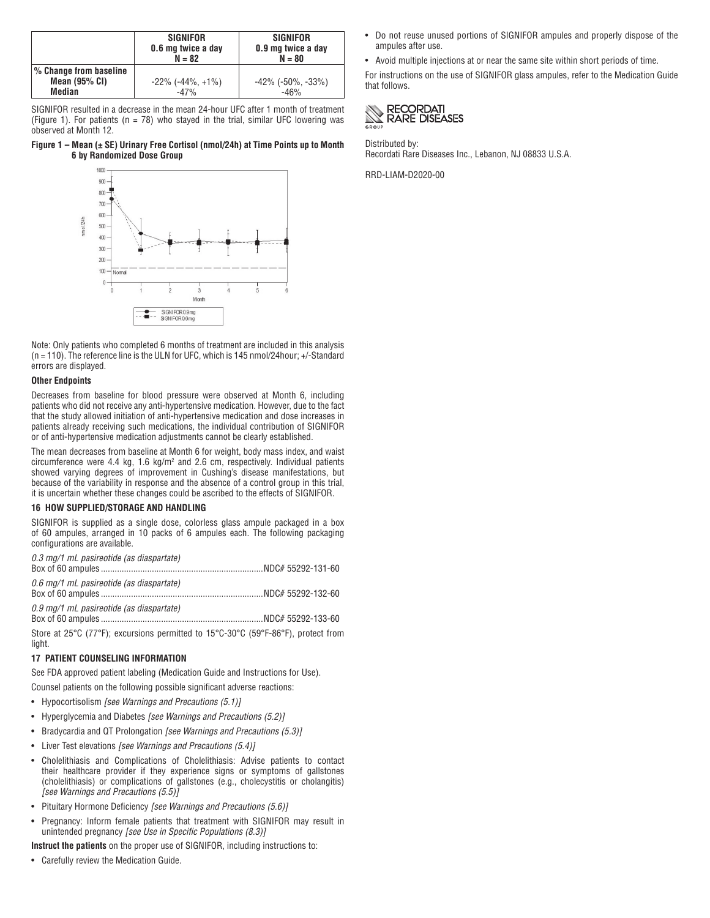| | SIGNIFOR 0.6 mg twice a day N = 82 | SIGNIFOR 0.9 mg twice a day N = 80 |
|---|---|---|
| % Change from baseline Mean (95% CI) Median | -22% (-44%, +1%) -47% | -42% (-50%, -33%) -46% |

SIGNIFOR resulted in a decrease in the mean 24-hour UFC after 1 month of treatment (Figure 1). For patients (n = 78) who stayed in the trial, similar UFC lowering was observed at Month 12.

**Figure 1 – Mean (± SE) Urinary Free Cortisol (nmol/24h) at Time Points up to Month 6 by Randomized Dose Group**

Note: Only patients who completed 6 months of treatment are included in this analysis (n = 110). The reference line is the ULN for UFC, which is 145 nmol/24hour; +/-Standard errors are displayed.

**Other Endpoints**

Decreases from baseline for blood pressure were observed at Month 6, including patients who did not receive any anti-hypertensive medication. However, due to the fact that the study allowed initiation of anti-hypertensive medication and dose increases in patients already receiving such medications, the individual contribution of SIGNIFOR or of anti-hypertensive medication adjustments cannot be clearly established.

The mean decreases from baseline at Month 6 for weight, body mass index, and waist circumference were 4.4 kg, 1.6 kg/m$^2$ and 2.6 cm, respectively. Individual patients showed varying degrees of improvement in Cushing's disease manifestations, but because of the variability in response and the absence of a control group in this trial, it is uncertain whether these changes could be ascribed to the effects of SIGNIFOR.

## 16 HOW SUPPLIED/STORAGE AND HANDLING

SIGNIFOR is supplied as a single dose, colorless glass ampule packaged in a box of 60 ampules, arranged in 10 packs of 6 ampules each. The following packaging configurations are available.

*0.3 mg/1 mL pasireotide (as diaspartate)*
Box of 60 ampules ........................................ NDC# 55292-131-60

*0.6 mg/1 mL pasireotide (as diaspartate)*
Box of 60 ampules ........................................ NDC# 55292-132-60

*0.9 mg/1 mL pasireotide (as diaspartate)*
Box of 60 ampules ........................................ NDC# 55292-133-60

Store at 25°C (77°F); excursions permitted to 15°C-30°C (59°F-86°F), protect from light.

## 17 PATIENT COUNSELING INFORMATION

See FDA approved patient labeling (Medication Guide and Instructions for Use).

Counsel patients on the following possible significant adverse reactions:

- Hypocortisolism *[see Warnings and Precautions (5.1)]*
- Hyperglycemia and Diabetes *[see Warnings and Precautions (5.2)]*
- Bradycardia and QT Prolongation *[see Warnings and Precautions (5.3)]*
- Liver Test elevations *[see Warnings and Precautions (5.4)]*
- Cholelithiasis and Complications of Cholelithiasis: Advise patients to contact their healthcare provider if they experience signs or symptoms of gallstones (cholelithiasis) or complications of gallstones (e.g., cholecystitis or cholangitis) *[see Warnings and Precautions (5.5)]*
- Pituitary Hormone Deficiency *[see Warnings and Precautions (5.6)]*
- Pregnancy: Inform female patients that treatment with SIGNIFOR may result in unintended pregnancy *[see Use in Specific Populations (8.3)]*

**Instruct the patients** on the proper use of SIGNIFOR, including instructions to:

- Carefully review the Medication Guide.
- Do not reuse unused portions of SIGNIFOR ampules and properly dispose of the ampules after use.
- Avoid multiple injections at or near the same site within short periods of time.

For instructions on the use of SIGNIFOR glass ampules, refer to the Medication Guide that follows.

RECORDATI RARE DISEASES GROUP

Distributed by:
Recordati Rare Diseases Inc., Lebanon, NJ 08833 U.S.A.

RRD-LIAM-D2020-00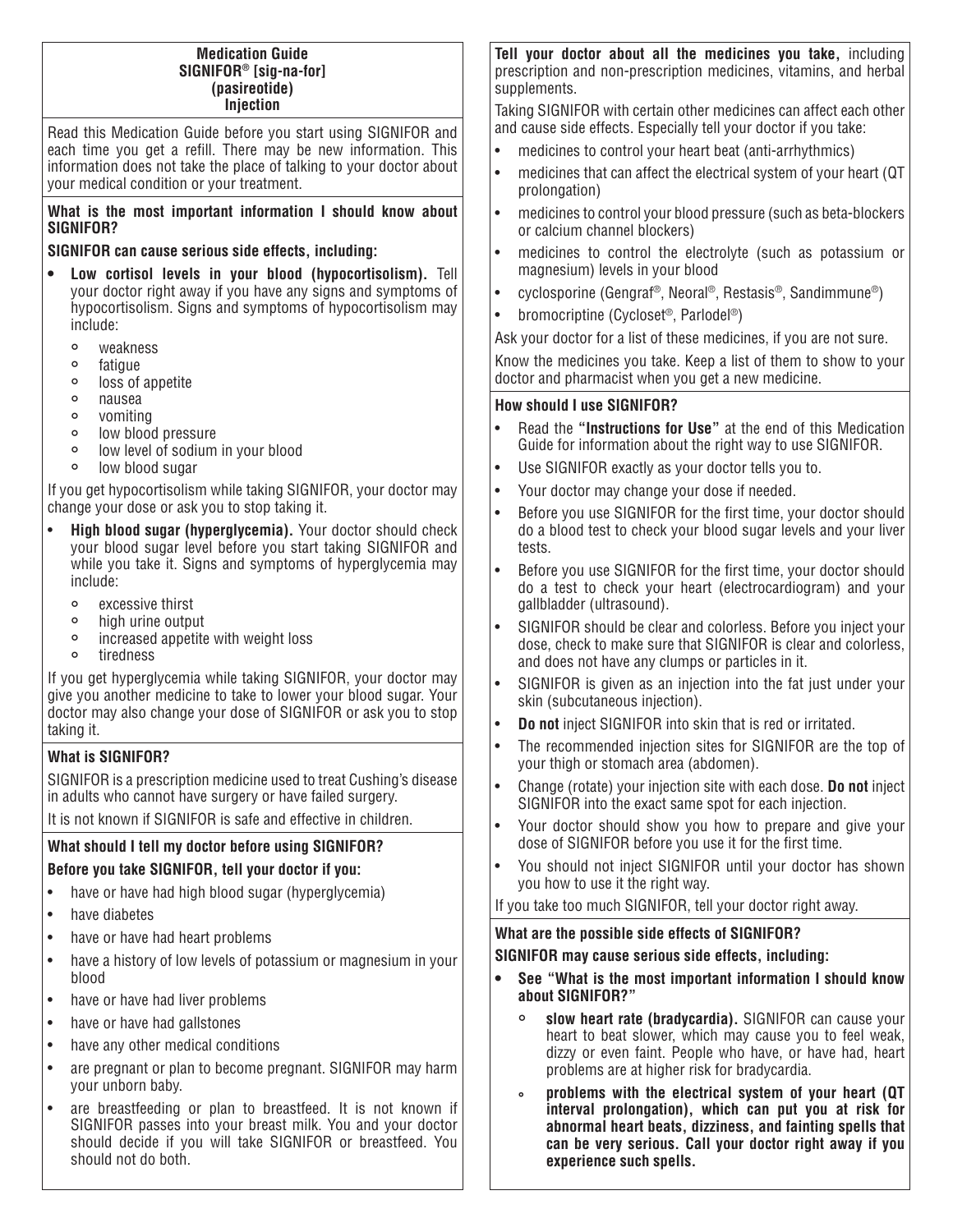### Medication Guide
### SIGNIFOR® [sig-na-for]
### (pasireotide)
### Injection

Read this Medication Guide before you start using SIGNIFOR and each time you get a refill. There may be new information. This information does not take the place of talking to your doctor about your medical condition or your treatment.

**What is the most important information I should know about SIGNIFOR?**

**SIGNIFOR can cause serious side effects, including:**

- **Low cortisol levels in your blood (hypocortisolism).** Tell your doctor right away if you have any signs and symptoms of hypocortisolism. Signs and symptoms of hypocortisolism may include:
  - weakness
  - fatigue
  - loss of appetite
  - nausea
  - vomiting
  - low blood pressure
  - low level of sodium in your blood
  - low blood sugar

If you get hypocortisolism while taking SIGNIFOR, your doctor may change your dose or ask you to stop taking it.

- **High blood sugar (hyperglycemia).** Your doctor should check your blood sugar level before you start taking SIGNIFOR and while you take it. Signs and symptoms of hyperglycemia may include:
  - excessive thirst
  - high urine output
  - increased appetite with weight loss
  - tiredness

If you get hyperglycemia while taking SIGNIFOR, your doctor may give you another medicine to take to lower your blood sugar. Your doctor may also change your dose of SIGNIFOR or ask you to stop taking it.

**What is SIGNIFOR?**

SIGNIFOR is a prescription medicine used to treat Cushing's disease in adults who cannot have surgery or have failed surgery.

It is not known if SIGNIFOR is safe and effective in children.

**What should I tell my doctor before using SIGNIFOR?**

**Before you take SIGNIFOR, tell your doctor if you:**

- have or have had high blood sugar (hyperglycemia)
- have diabetes
- have or have had heart problems
- have a history of low levels of potassium or magnesium in your blood
- have or have had liver problems
- have or have had gallstones
- have any other medical conditions
- are pregnant or plan to become pregnant. SIGNIFOR may harm your unborn baby.
- are breastfeeding or plan to breastfeed. It is not known if SIGNIFOR passes into your breast milk. You and your doctor should decide if you will take SIGNIFOR or breastfeed. You should not do both.

**Tell your doctor about all the medicines you take,** including prescription and non-prescription medicines, vitamins, and herbal supplements.

Taking SIGNIFOR with certain other medicines can affect each other and cause side effects. Especially tell your doctor if you take:

- medicines to control your heart beat (anti-arrhythmics)
- medicines that can affect the electrical system of your heart (QT prolongation)
- medicines to control your blood pressure (such as beta-blockers or calcium channel blockers)
- medicines to control the electrolyte (such as potassium or magnesium) levels in your blood
- cyclosporine (Gengraf®, Neoral®, Restasis®, Sandimmune®)
- bromocriptine (Cycloset®, Parlodel®)

Ask your doctor for a list of these medicines, if you are not sure.

Know the medicines you take. Keep a list of them to show to your doctor and pharmacist when you get a new medicine.

**How should I use SIGNIFOR?**

- Read the **"Instructions for Use"** at the end of this Medication Guide for information about the right way to use SIGNIFOR.
- Use SIGNIFOR exactly as your doctor tells you to.
- Your doctor may change your dose if needed.
- Before you use SIGNIFOR for the first time, your doctor should do a blood test to check your blood sugar levels and your liver tests.
- Before you use SIGNIFOR for the first time, your doctor should do a test to check your heart (electrocardiogram) and your gallbladder (ultrasound).
- SIGNIFOR should be clear and colorless. Before you inject your dose, check to make sure that SIGNIFOR is clear and colorless, and does not have any clumps or particles in it.
- SIGNIFOR is given as an injection into the fat just under your skin (subcutaneous injection).
- **Do not** inject SIGNIFOR into skin that is red or irritated.
- The recommended injection sites for SIGNIFOR are the top of your thigh or stomach area (abdomen).
- Change (rotate) your injection site with each dose. **Do not** inject SIGNIFOR into the exact same spot for each injection.
- Your doctor should show you how to prepare and give your dose of SIGNIFOR before you use it for the first time.
- You should not inject SIGNIFOR until your doctor has shown you how to use it the right way.

If you take too much SIGNIFOR, tell your doctor right away.

**What are the possible side effects of SIGNIFOR?**

**SIGNIFOR may cause serious side effects, including:**

- **See "What is the most important information I should know about SIGNIFOR?"**
  - **slow heart rate (bradycardia).** SIGNIFOR can cause your heart to beat slower, which may cause you to feel weak, dizzy or even faint. People who have, or have had, heart problems are at higher risk for bradycardia.
  - **problems with the electrical system of your heart (QT interval prolongation), which can put you at risk for abnormal heart beats, dizziness, and fainting spells that can be very serious. Call your doctor right away if you experience such spells.**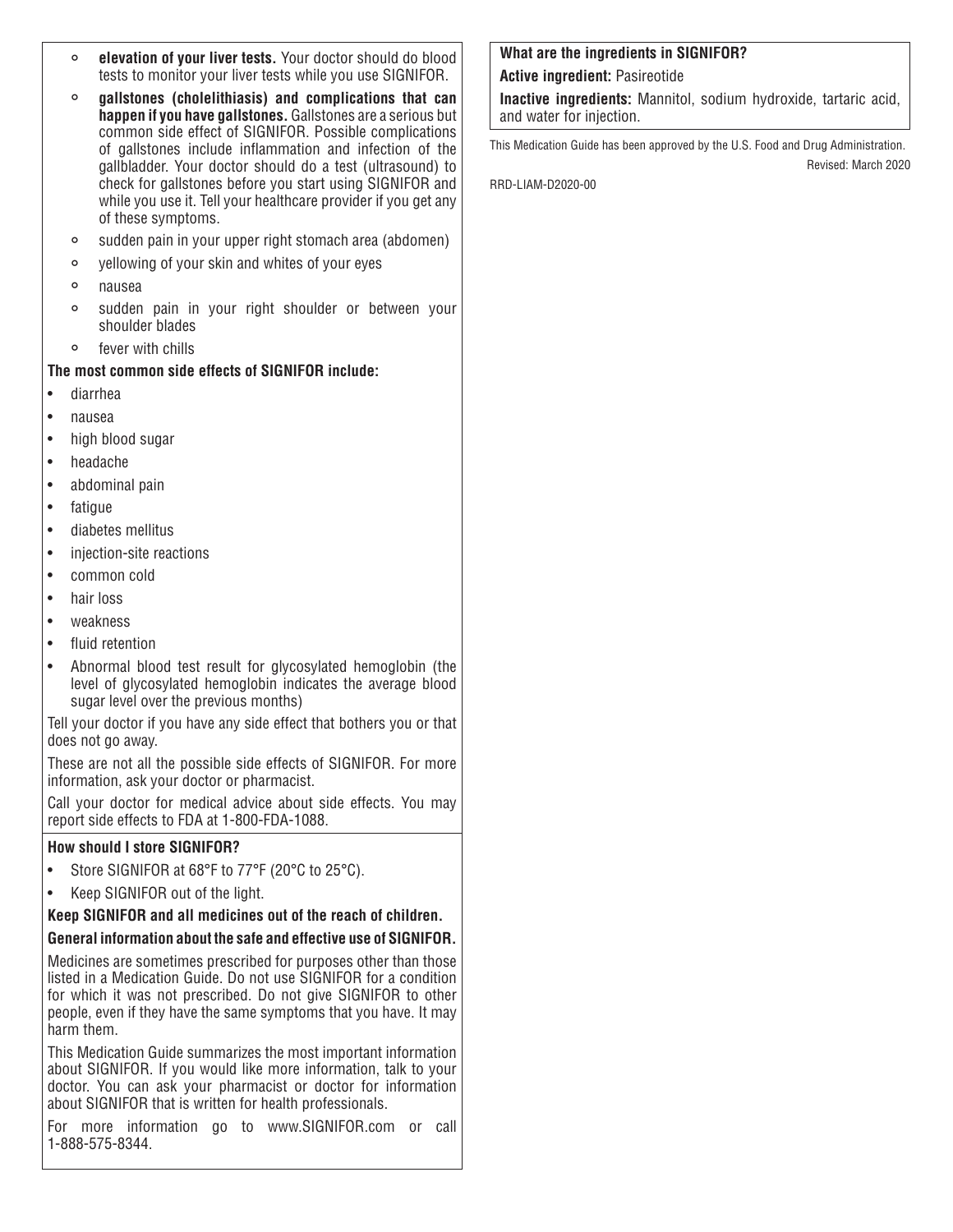- **elevation of your liver tests.** Your doctor should do blood tests to monitor your liver tests while you use SIGNIFOR.
- **gallstones (cholelithiasis) and complications that can happen if you have gallstones.** Gallstones are a serious but common side effect of SIGNIFOR. Possible complications of gallstones include inflammation and infection of the gallbladder. Your doctor should do a test (ultrasound) to check for gallstones before you start using SIGNIFOR and while you use it. Tell your healthcare provider if you get any of these symptoms.
- sudden pain in your upper right stomach area (abdomen)
- yellowing of your skin and whites of your eyes
- nausea
- sudden pain in your right shoulder or between your shoulder blades
- fever with chills

**The most common side effects of SIGNIFOR include:**

- diarrhea
- nausea
- high blood sugar
- headache
- abdominal pain
- fatigue
- diabetes mellitus
- injection-site reactions
- common cold
- hair loss
- weakness
- fluid retention
- Abnormal blood test result for glycosylated hemoglobin (the level of glycosylated hemoglobin indicates the average blood sugar level over the previous months)

Tell your doctor if you have any side effect that bothers you or that does not go away.

These are not all the possible side effects of SIGNIFOR. For more information, ask your doctor or pharmacist.

Call your doctor for medical advice about side effects. You may report side effects to FDA at 1-800-FDA-1088.

**How should I store SIGNIFOR?**

- Store SIGNIFOR at 68°F to 77°F (20°C to 25°C).
- Keep SIGNIFOR out of the light.

**Keep SIGNIFOR and all medicines out of the reach of children.**

**General information about the safe and effective use of SIGNIFOR.**

Medicines are sometimes prescribed for purposes other than those listed in a Medication Guide. Do not use SIGNIFOR for a condition for which it was not prescribed. Do not give SIGNIFOR to other people, even if they have the same symptoms that you have. It may harm them.

This Medication Guide summarizes the most important information about SIGNIFOR. If you would like more information, talk to your doctor. You can ask your pharmacist or doctor for information about SIGNIFOR that is written for health professionals.

For more information go to www.SIGNIFOR.com or call 1-888-575-8344.

**What are the ingredients in SIGNIFOR?**

**Active ingredient:** Pasireotide

**Inactive ingredients:** Mannitol, sodium hydroxide, tartaric acid, and water for injection.

This Medication Guide has been approved by the U.S. Food and Drug Administration.

Revised: March 2020

RRD-LIAM-D2020-00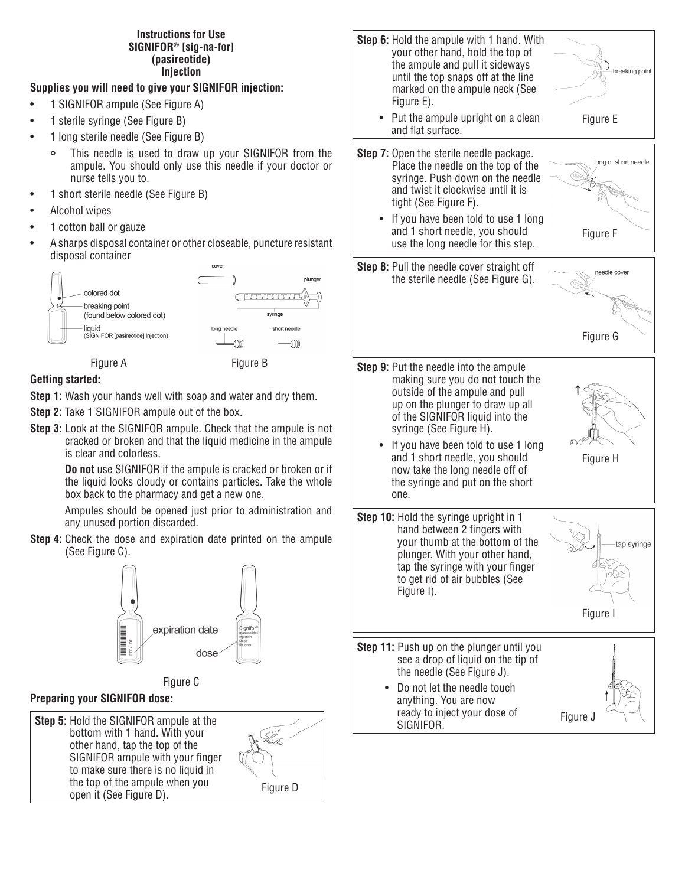**Instructions for Use**
**SIGNIFOR® [sig-na-for]**
**(pasireotide)**
**Injection**

**Supplies you will need to give your SIGNIFOR injection:**

- 1 SIGNIFOR ampule (See Figure A)
- 1 sterile syringe (See Figure B)
- 1 long sterile needle (See Figure B)
  - This needle is used to draw up your SIGNIFOR from the ampule. You should only use this needle if your doctor or nurse tells you to.
- 1 short sterile needle (See Figure B)
- Alcohol wipes
- 1 cotton ball or gauze
- A sharps disposal container or other closeable, puncture resistant disposal container

colored dot
breaking point (found below colored dot)
liquid (SIGNIFOR [pasireotide] Injection)

Figure A

cover
plunger
syringe
long needle
short needle

Figure B

**Getting started:**

**Step 1:** Wash your hands well with soap and water and dry them.

**Step 2:** Take 1 SIGNIFOR ampule out of the box.

**Step 3:** Look at the SIGNIFOR ampule. Check that the ampule is not cracked or broken and that the liquid medicine in the ampule is clear and colorless.

**Do not** use SIGNIFOR if the ampule is cracked or broken or if the liquid looks cloudy or contains particles. Take the whole box back to the pharmacy and get a new one.

Ampules should be opened just prior to administration and any unused portion discarded.

**Step 4:** Check the dose and expiration date printed on the ampule (See Figure C).

expiration date
dose

Figure C

**Preparing your SIGNIFOR dose:**

**Step 5:** Hold the SIGNIFOR ampule at the bottom with 1 hand. With your other hand, tap the top of the SIGNIFOR ampule with your finger to make sure there is no liquid in the top of the ampule when you open it (See Figure D).

Figure D

**Step 6:** Hold the ampule with 1 hand. With your other hand, hold the top of the ampule and pull it sideways until the top snaps off at the line marked on the ampule neck (See Figure E).

- Put the ampule upright on a clean and flat surface.

breaking point

Figure E

**Step 7:** Open the sterile needle package. Place the needle on the top of the syringe. Push down on the needle and twist it clockwise until it is tight (See Figure F).

- If you have been told to use 1 long and 1 short needle, you should use the long needle for this step.

long or short needle

Figure F

**Step 8:** Pull the needle cover straight off the sterile needle (See Figure G).

needle cover

Figure G

**Step 9:** Put the needle into the ampule making sure you do not touch the outside of the ampule and pull up on the plunger to draw up all of the SIGNIFOR liquid into the syringe (See Figure H).

- If you have been told to use 1 long and 1 short needle, you should now take the long needle off of the syringe and put on the short one.

Figure H

**Step 10:** Hold the syringe upright in 1 hand between 2 fingers with your thumb at the bottom of the plunger. With your other hand, tap the syringe with your finger to get rid of air bubbles (See Figure I).

tap syringe

Figure I

**Step 11:** Push up on the plunger until you see a drop of liquid on the tip of the needle (See Figure J).

- Do not let the needle touch anything. You are now ready to inject your dose of SIGNIFOR.

Figure J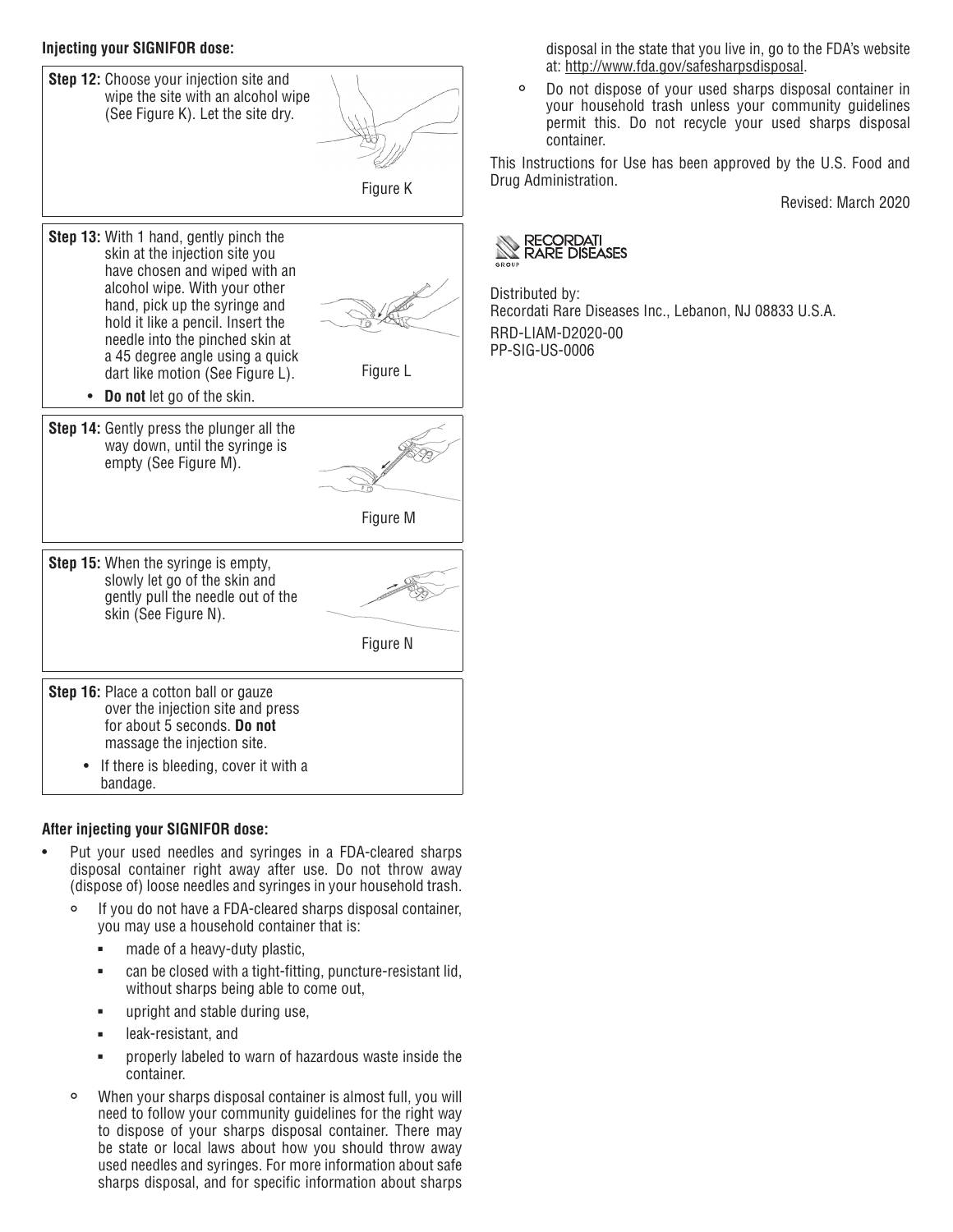**Injecting your SIGNIFOR dose:**

**Step 12:** Choose your injection site and wipe the site with an alcohol wipe (See Figure K). Let the site dry.

Figure K

**Step 13:** With 1 hand, gently pinch the skin at the injection site you have chosen and wiped with an alcohol wipe. With your other hand, pick up the syringe and hold it like a pencil. Insert the needle into the pinched skin at a 45 degree angle using a quick dart like motion (See Figure L).

- **Do not** let go of the skin.

Figure L

**Step 14:** Gently press the plunger all the way down, until the syringe is empty (See Figure M).

Figure M

**Step 15:** When the syringe is empty, slowly let go of the skin and gently pull the needle out of the skin (See Figure N).

Figure N

**Step 16:** Place a cotton ball or gauze over the injection site and press for about 5 seconds. **Do not** massage the injection site.

- If there is bleeding, cover it with a bandage.

**After injecting your SIGNIFOR dose:**

- Put your used needles and syringes in a FDA-cleared sharps disposal container right away after use. Do not throw away (dispose of) loose needles and syringes in your household trash.
  - If you do not have a FDA-cleared sharps disposal container, you may use a household container that is:
    - made of a heavy-duty plastic,
    - can be closed with a tight-fitting, puncture-resistant lid, without sharps being able to come out,
    - upright and stable during use,
    - leak-resistant, and
    - properly labeled to warn of hazardous waste inside the container.
  - When your sharps disposal container is almost full, you will need to follow your community guidelines for the right way to dispose of your sharps disposal container. There may be state or local laws about how you should throw away used needles and syringes. For more information about safe sharps disposal, and for specific information about sharps disposal in the state that you live in, go to the FDA's website at: http://www.fda.gov/safesharpsdisposal.
  - Do not dispose of your used sharps disposal container in your household trash unless your community guidelines permit this. Do not recycle your used sharps disposal container.

This Instructions for Use has been approved by the U.S. Food and Drug Administration.

Revised: March 2020

RECORDATI RARE DISEASES GROUP

Distributed by:
Recordati Rare Diseases Inc., Lebanon, NJ 08833 U.S.A.

RRD-LIAM-D2020-00
PP-SIG-US-0006